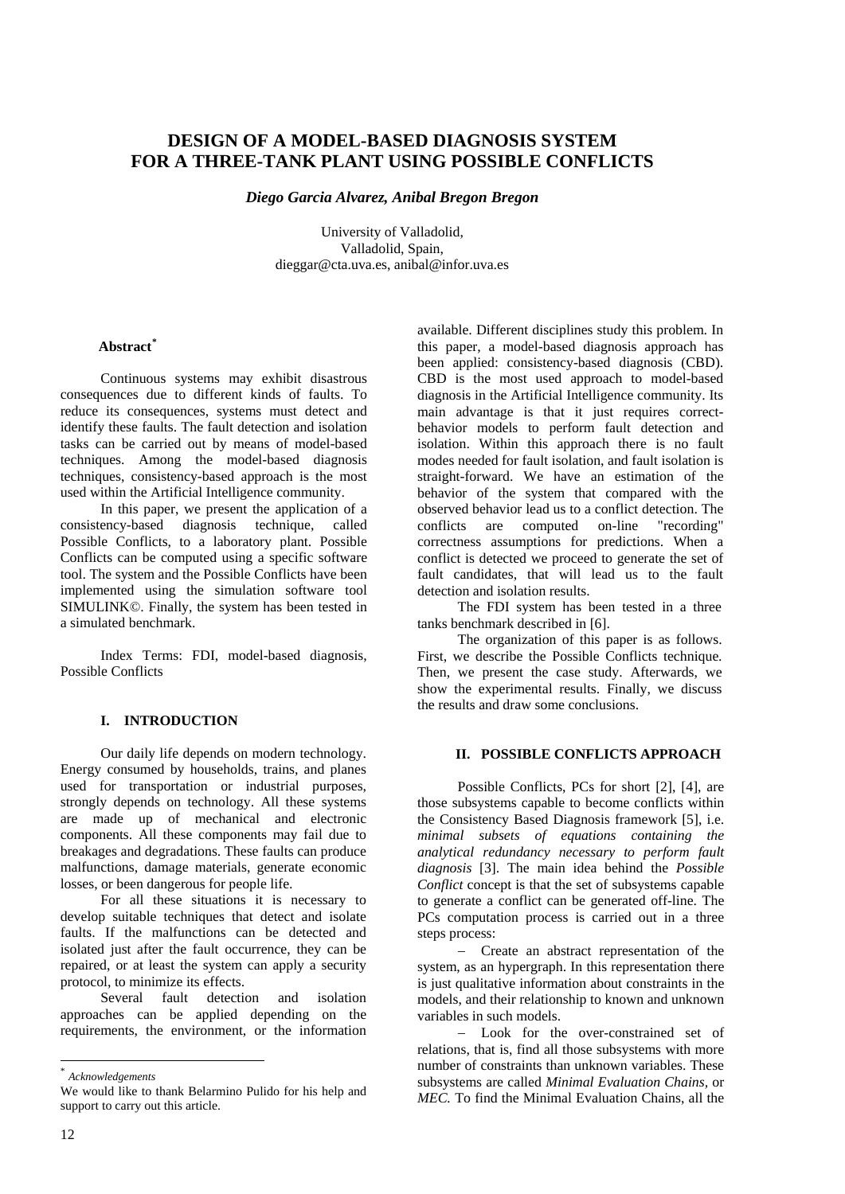# DESIGN OF A MODEL-BASED DIAGNOSIS SYSTEM FOR A THREE-TANK PLANT USING POSSIBLE CONFLICTS

***Diego Garcia Alvarez, Anibal Bregon Bregon***

University of Valladolid,
Valladolid, Spain,
dieggar@cta.uva.es, anibal@infor.uva.es

### Abstract*

Continuous systems may exhibit disastrous consequences due to different kinds of faults. To reduce its consequences, systems must detect and identify these faults. The fault detection and isolation tasks can be carried out by means of model-based techniques. Among the model-based diagnosis techniques, consistency-based approach is the most used within the Artificial Intelligence community.

In this paper, we present the application of a consistency-based diagnosis technique, called Possible Conflicts, to a laboratory plant. Possible Conflicts can be computed using a specific software tool. The system and the Possible Conflicts have been implemented using the simulation software tool SIMULINK©. Finally, the system has been tested in a simulated benchmark.

Index Terms: FDI, model-based diagnosis, Possible Conflicts

## I. INTRODUCTION

Our daily life depends on modern technology. Energy consumed by households, trains, and planes used for transportation or industrial purposes, strongly depends on technology. All these systems are made up of mechanical and electronic components. All these components may fail due to breakages and degradations. These faults can produce malfunctions, damage materials, generate economic losses, or been dangerous for people life.

For all these situations it is necessary to develop suitable techniques that detect and isolate faults. If the malfunctions can be detected and isolated just after the fault occurrence, they can be repaired, or at least the system can apply a security protocol, to minimize its effects.

Several fault detection and isolation approaches can be applied depending on the requirements, the environment, or the information available. Different disciplines study this problem. In this paper, a model-based diagnosis approach has been applied: consistency-based diagnosis (CBD). CBD is the most used approach to model-based diagnosis in the Artificial Intelligence community. Its main advantage is that it just requires correct-behavior models to perform fault detection and isolation. Within this approach there is no fault modes needed for fault isolation, and fault isolation is straight-forward. We have an estimation of the behavior of the system that compared with the observed behavior lead us to a conflict detection. The conflicts are computed on-line "recording" correctness assumptions for predictions. When a conflict is detected we proceed to generate the set of fault candidates, that will lead us to the fault detection and isolation results.

The FDI system has been tested in a three tanks benchmark described in [6].

The organization of this paper is as follows. First, we describe the Possible Conflicts technique. Then, we present the case study. Afterwards, we show the experimental results. Finally, we discuss the results and draw some conclusions.

## II. POSSIBLE CONFLICTS APPROACH

Possible Conflicts, PCs for short [2], [4], are those subsystems capable to become conflicts within the Consistency Based Diagnosis framework [5], i.e. *minimal subsets of equations containing the analytical redundancy necessary to perform fault diagnosis* [3]. The main idea behind the *Possible Conflict* concept is that the set of subsystems capable to generate a conflict can be generated off-line. The PCs computation process is carried out in a three steps process:

– Create an abstract representation of the system, as an hypergraph. In this representation there is just qualitative information about constraints in the models, and their relationship to known and unknown variables in such models.

– Look for the over-constrained set of relations, that is, find all those subsystems with more number of constraints than unknown variables. These subsystems are called *Minimal Evaluation Chains*, or *MEC.* To find the Minimal Evaluation Chains, all the

---

\* *Acknowledgements*

We would like to thank Belarmino Pulido for his help and support to carry out this article.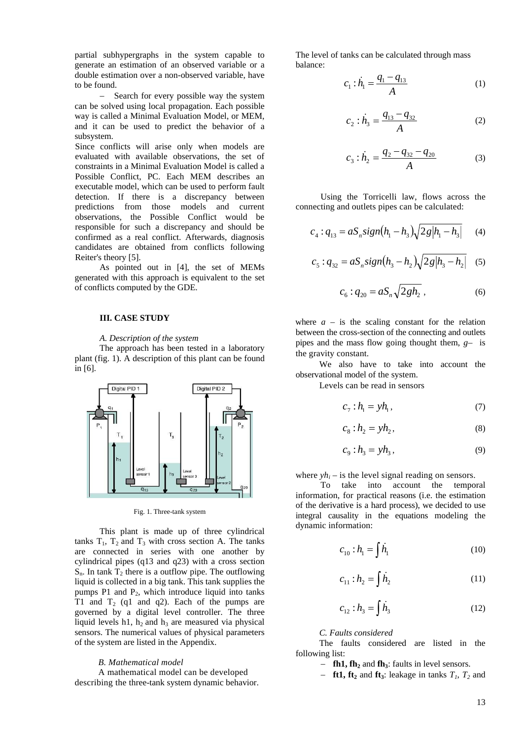partial subhypergraphs in the system capable to generate an estimation of an observed variable or a double estimation over a non-observed variable, have to be found.

– Search for every possible way the system can be solved using local propagation. Each possible way is called a Minimal Evaluation Model, or MEM, and it can be used to predict the behavior of a subsystem.

Since conflicts will arise only when models are evaluated with available observations, the set of constraints in a Minimal Evaluation Model is called a Possible Conflict, PC. Each MEM describes an executable model, which can be used to perform fault detection. If there is a discrepancy between predictions from those models and current observations, the Possible Conflict would be responsible for such a discrepancy and should be confirmed as a real conflict. Afterwards, diagnosis candidates are obtained from conflicts following Reiter's theory [5].

As pointed out in [4], the set of MEMs generated with this approach is equivalent to the set of conflicts computed by the GDE.

### III. CASE STUDY

#### *A. Description of the system*

The approach has been tested in a laboratory plant (fig. 1). A description of this plant can be found in [6].

Fig. 1. Three-tank system

This plant is made up of three cylindrical tanks $T_1$, $T_2$ and $T_3$ with cross section A. The tanks are connected in series with one another by cylindrical pipes (q13 and q23) with a cross section $S_n$. In tank $T_2$ there is a outflow pipe. The outflowing liquid is collected in a big tank. This tank supplies the pumps P1 and $P_2$, which introduce liquid into tanks T1 and $T_2$ (q1 and q2). Each of the pumps are governed by a digital level controller. The three liquid levels h1, $h_2$ and $h_3$ are measured via physical sensors. The numerical values of physical parameters of the system are listed in the Appendix.

#### *B. Mathematical model*

A mathematical model can be developed describing the three-tank system dynamic behavior. The level of tanks can be calculated through mass balance:

$$c_1 : \dot{h}_1 = \frac{q_1 - q_{13}}{A} \tag{1}$$

$$c_2 : \dot{h}_3 = \frac{q_{13} - q_{32}}{A} \tag{2}$$

$$c_3 : \dot{h}_2 = \frac{q_2 - q_{32} - q_{20}}{A} \tag{3}$$

Using the Torricelli law, flows across the connecting and outlets pipes can be calculated:

$$c_4 : q_{13} = aS_n sign(h_1 - h_3)\sqrt{2g|h_1 - h_3|} \tag{4}$$

$$c_5 : q_{32} = aS_n sign(h_3 - h_2)\sqrt{2g|h_3 - h_2|} \tag{5}$$

$$c_6 : q_{20} = aS_n \sqrt{2gh_2}\,, \tag{6}$$

where $a$ – is the scaling constant for the relation between the cross-section of the connecting and outlets pipes and the mass flow going thought them, $g$– is the gravity constant.

We also have to take into account the observational model of the system.

Levels can be read in sensors

$$c_7 : h_1 = yh_1\,, \tag{7}$$

$$c_8 : h_2 = yh_2\,, \tag{8}$$

$$c_9 : h_3 = yh_3\,, \tag{9}$$

where $yh_i$ – is the level signal reading on sensors.

To take into account the temporal information, for practical reasons (i.e. the estimation of the derivative is a hard process), we decided to use integral causality in the equations modeling the dynamic information:

$$c_{10} : h_1 = \int \dot{h}_1 \tag{10}$$

$$c_{11} : h_2 = \int \dot{h}_2 \tag{11}$$

$$c_{12} : h_3 = \int \dot{h}_3 \tag{12}$$

#### *C. Faults considered*

The faults considered are listed in the following list:

– **fh1, fh$_2$** and **fh$_3$**: faults in level sensors.

– **ft1, ft$_2$** and **ft$_3$**: leakage in tanks $T_1$, $T_2$ and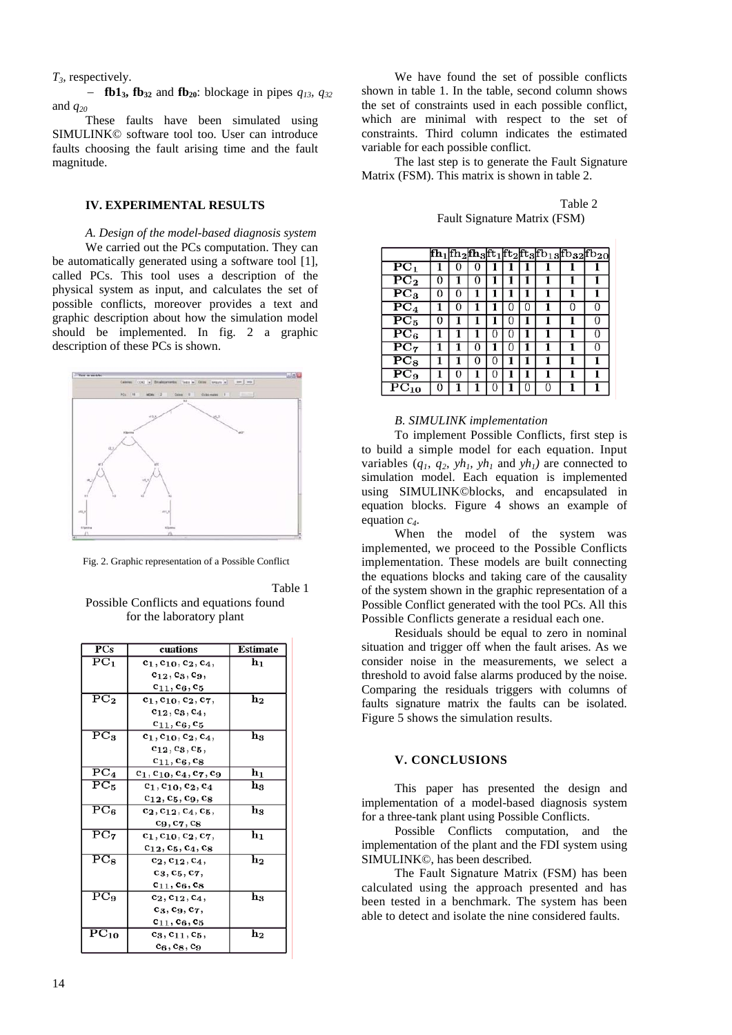$T_3$, respectively.

– **fb1$_3$, fb$_{32}$** and **fb$_{20}$**: blockage in pipes $q_{13}$, $q_{32}$ and $q_{20}$

These faults have been simulated using SIMULINK© software tool too. User can introduce faults choosing the fault arising time and the fault magnitude.

## IV. EXPERIMENTAL RESULTS

### *A. Design of the model-based diagnosis system*

We carried out the PCs computation. They can be automatically generated using a software tool [1], called PCs. This tool uses a description of the physical system as input, and calculates the set of possible conflicts, moreover provides a text and graphic description about how the simulation model should be implemented. In fig. 2 a graphic description of these PCs is shown.

Fig. 2. Graphic representation of a Possible Conflict

Table 1
Possible Conflicts and equations found for the laboratory plant

| PCs | cuations | Estimate |
|---|---|---|
| $PC_1$ | $c_1, c_{10}, c_2, c_4, c_{12}, c_3, c_9, c_{11}, c_6, c_5$ | $h_1$ |
| $PC_2$ | $c_1, c_{10}, c_2, c_7, c_{12}, c_3, c_4, c_{11}, c_6, c_5$ | $h_2$ |
| $PC_3$ | $c_1, c_{10}, c_2, c_4, c_{12}, c_3, c_5, c_{11}, c_6, c_8$ | $h_3$ |
| $PC_4$ | $c_1, c_{10}, c_4, c_7, c_9$ | $h_1$ |
| $PC_5$ | $c_1, c_{10}, c_2, c_4, c_{12}, c_5, c_9, c_8$ | $h_3$ |
| $PC_6$ | $c_2, c_{12}, c_4, c_5, c_9, c_7, c_8$ | $h_3$ |
| $PC_7$ | $c_1, c_{10}, c_2, c_7, c_{12}, c_5, c_4, c_8$ | $h_1$ |
| $PC_8$ | $c_2, c_{12}, c_4, c_3, c_5, c_7, c_{11}, c_6, c_8$ | $h_2$ |
| $PC_9$ | $c_2, c_{12}, c_4, c_3, c_9, c_7, c_{11}, c_6, c_5$ | $h_3$ |
| $PC_{10}$ | $c_3, c_{11}, c_5, c_6, c_8, c_9$ | $h_2$ |

We have found the set of possible conflicts shown in table 1. In the table, second column shows the set of constraints used in each possible conflict, which are minimal with respect to the set of constraints. Third column indicates the estimated variable for each possible conflict.

The last step is to generate the Fault Signature Matrix (FSM). This matrix is shown in table 2.

Table 2
Fault Signature Matrix (FSM)

| | $fh_1$ | $fh_2$ | $fh_3$ | $ft_1$ | $ft_2$ | $ft_3$ | $fb_{13}$ | $fb_{32}$ | $fb_{20}$ |
|---|---|---|---|---|---|---|---|---|---|
| $PC_1$ | 1 | 0 | 0 | 1 | 1 | 1 | 1 | 1 | 1 |
| $PC_2$ | 0 | 1 | 0 | 1 | 1 | 1 | 1 | 1 | 1 |
| $PC_3$ | 0 | 0 | 1 | 1 | 1 | 1 | 1 | 1 | 1 |
| $PC_4$ | 1 | 0 | 1 | 1 | 0 | 0 | 1 | 0 | 0 |
| $PC_5$ | 0 | 1 | 1 | 1 | 0 | 1 | 1 | 1 | 0 |
| $PC_6$ | 1 | 1 | 1 | 0 | 0 | 1 | 1 | 1 | 0 |
| $PC_7$ | 1 | 1 | 0 | 1 | 0 | 1 | 1 | 1 | 0 |
| $PC_8$ | 1 | 1 | 0 | 0 | 1 | 1 | 1 | 1 | 1 |
| $PC_9$ | 1 | 0 | 1 | 0 | 1 | 1 | 1 | 1 | 1 |
| $PC_{10}$ | 0 | 1 | 1 | 0 | 1 | 0 | 0 | 1 | 1 |

### *B. SIMULINK implementation*

To implement Possible Conflicts, first step is to build a simple model for each equation. Input variables ($q_1$, $q_2$, $yh_1$, $yh_1$ and $yh_1$) are connected to simulation model. Each equation is implemented using SIMULINK©blocks, and encapsulated in equation blocks. Figure 4 shows an example of equation $c_4$.

When the model of the system was implemented, we proceed to the Possible Conflicts implementation. These models are built connecting the equations blocks and taking care of the causality of the system shown in the graphic representation of a Possible Conflict generated with the tool PCs. All this Possible Conflicts generate a residual each one.

Residuals should be equal to zero in nominal situation and trigger off when the fault arises. As we consider noise in the measurements, we select a threshold to avoid false alarms produced by the noise. Comparing the residuals triggers with columns of faults signature matrix the faults can be isolated. Figure 5 shows the simulation results.

## V. CONCLUSIONS

This paper has presented the design and implementation of a model-based diagnosis system for a three-tank plant using Possible Conflicts.

Possible Conflicts computation, and the implementation of the plant and the FDI system using SIMULINK©, has been described.

The Fault Signature Matrix (FSM) has been calculated using the approach presented and has been tested in a benchmark. The system has been able to detect and isolate the nine considered faults.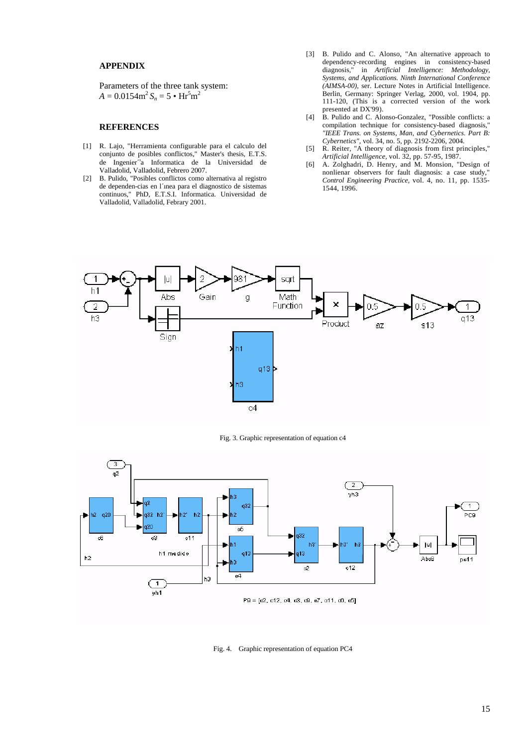## APPENDIX

Parameters of the three tank system:
$A = 0.0154\text{m}^2$ $S_n = 5 \cdot \text{Hr}^5\text{m}^2$

## REFERENCES

[1] R. Lajo, "Herramienta configurable para el calculo del conjunto de posibles conflictos," Master's thesis, E.T.S. de Ingenier´ıa Informatica de la Universidad de Valladolid, Valladolid, Febrero 2007.

[2] B. Pulido, "Posibles conflictos como alternativa al registro de dependen-cias en l´ınea para el diagnostico de sistemas continuos," PhD, E.T.S.I. Informatica. Universidad de Valladolid, Valladolid, Febrary 2001.

[3] B. Pulido and C. Alonso, "An alternative approach to dependency-recording engines in consistency-based diagnosis," in *Artificial Intelligence: Methodology, Systems, and Applications. Ninth International Conference (AIMSA-00)*, ser. Lecture Notes in Artificial Intelligence. Berlin, Germany: Springer Verlag, 2000, vol. 1904, pp. 111-120, (This is a corrected version of the work presented at DX'99).

[4] B. Pulido and C. Alonso-Gonzalez, "Possible conflicts: a compilation technique for consistency-based diagnosis," *"IEEE Trans. on Systems, Man, and Cybernetics. Part B: Cybernetics"*, vol. 34, no. 5, pp. 2192-2206, 2004.

[5] R. Reiter, "A theory of diagnosis from first principles," *Artificial Intelligence*, vol. 32, pp. 57-95, 1987.

[6] A. Zolghadri, D. Henry, and M. Monsion, "Design of nonlinear observers for fault diagnosis: a case study," *Control Engineering Practice*, vol. 4, no. 11, pp. 1535-1544, 1996.

Fig. 3. Graphic representation of equation c4

Fig. 4. Graphic representation of equation PC4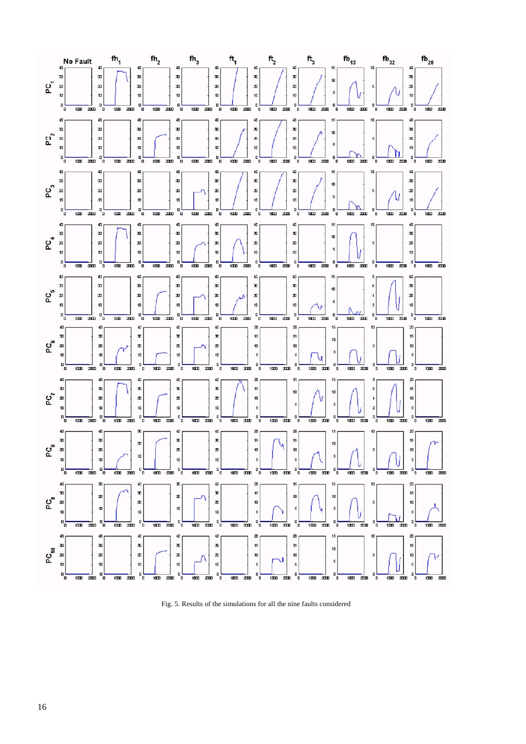No Fault   $fh_1$   $fh_2$   $fh_3$   $ft_1$   $ft_2$   $ft_3$   $fb_{13}$   $fb_{32}$   $fb_{20}$

$PC_1$

$PC_2$

$PC_3$

$PC_4$

$PC_5$

$PC_6$

$PC_7$

$PC_8$

$PC_9$

$PC_{10}$

Fig. 5. Results of the simulations for all the nine faults considered